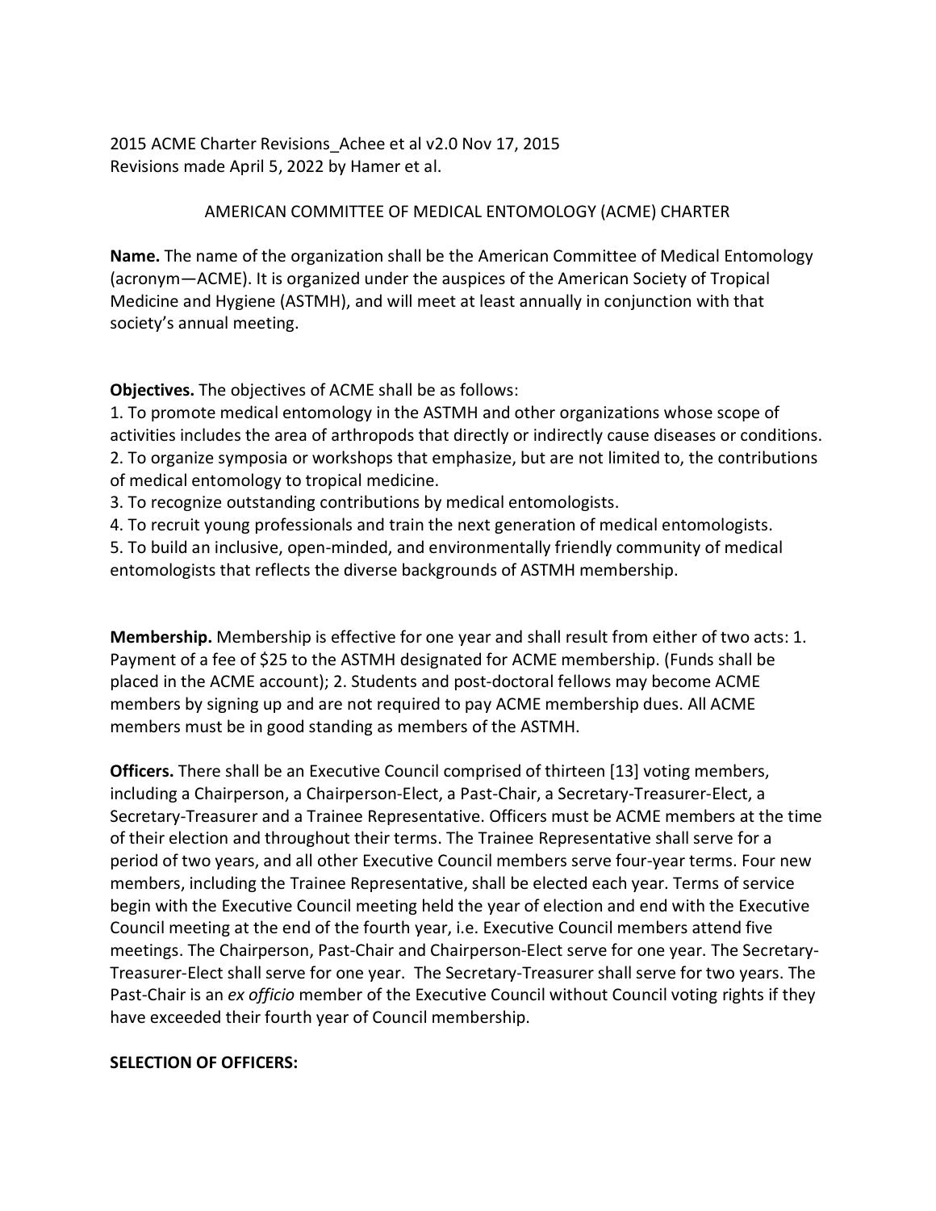2015 ACME Charter Revisions_Achee et al v2.0 Nov 17, 2015
Revisions made April 5, 2022 by Hamer et al.

# AMERICAN COMMITTEE OF MEDICAL ENTOMOLOGY (ACME) CHARTER

**Name.** The name of the organization shall be the American Committee of Medical Entomology (acronym—ACME). It is organized under the auspices of the American Society of Tropical Medicine and Hygiene (ASTMH), and will meet at least annually in conjunction with that society's annual meeting.

**Objectives.** The objectives of ACME shall be as follows:

1. To promote medical entomology in the ASTMH and other organizations whose scope of activities includes the area of arthropods that directly or indirectly cause diseases or conditions.
2. To organize symposia or workshops that emphasize, but are not limited to, the contributions of medical entomology to tropical medicine.
3. To recognize outstanding contributions by medical entomologists.
4. To recruit young professionals and train the next generation of medical entomologists.
5. To build an inclusive, open-minded, and environmentally friendly community of medical entomologists that reflects the diverse backgrounds of ASTMH membership.

**Membership.** Membership is effective for one year and shall result from either of two acts: 1. Payment of a fee of $25 to the ASTMH designated for ACME membership. (Funds shall be placed in the ACME account); 2. Students and post-doctoral fellows may become ACME members by signing up and are not required to pay ACME membership dues. All ACME members must be in good standing as members of the ASTMH.

**Officers.** There shall be an Executive Council comprised of thirteen [13] voting members, including a Chairperson, a Chairperson-Elect, a Past-Chair, a Secretary-Treasurer-Elect, a Secretary-Treasurer and a Trainee Representative. Officers must be ACME members at the time of their election and throughout their terms. The Trainee Representative shall serve for a period of two years, and all other Executive Council members serve four-year terms. Four new members, including the Trainee Representative, shall be elected each year. Terms of service begin with the Executive Council meeting held the year of election and end with the Executive Council meeting at the end of the fourth year, i.e. Executive Council members attend five meetings. The Chairperson, Past-Chair and Chairperson-Elect serve for one year. The Secretary-Treasurer-Elect shall serve for one year. The Secretary-Treasurer shall serve for two years. The Past-Chair is an *ex officio* member of the Executive Council without Council voting rights if they have exceeded their fourth year of Council membership.

**SELECTION OF OFFICERS:**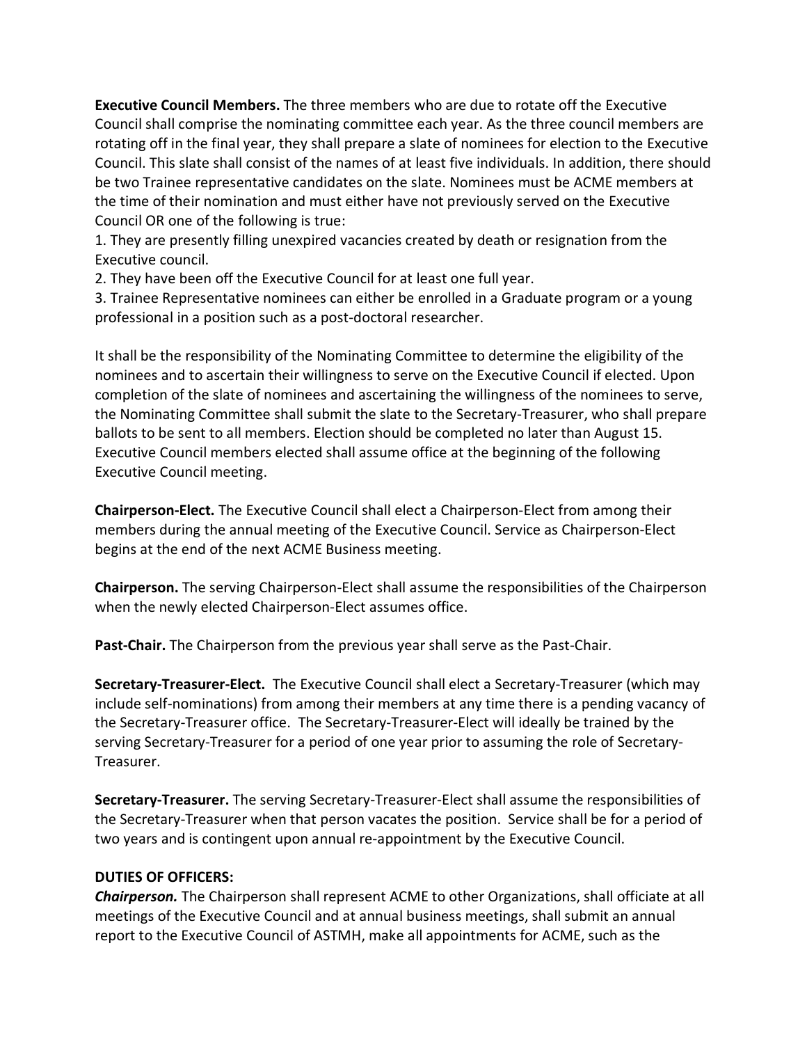**Executive Council Members.** The three members who are due to rotate off the Executive Council shall comprise the nominating committee each year. As the three council members are rotating off in the final year, they shall prepare a slate of nominees for election to the Executive Council. This slate shall consist of the names of at least five individuals. In addition, there should be two Trainee representative candidates on the slate. Nominees must be ACME members at the time of their nomination and must either have not previously served on the Executive Council OR one of the following is true:

1. They are presently filling unexpired vacancies created by death or resignation from the Executive council.
2. They have been off the Executive Council for at least one full year.
3. Trainee Representative nominees can either be enrolled in a Graduate program or a young professional in a position such as a post-doctoral researcher.

It shall be the responsibility of the Nominating Committee to determine the eligibility of the nominees and to ascertain their willingness to serve on the Executive Council if elected. Upon completion of the slate of nominees and ascertaining the willingness of the nominees to serve, the Nominating Committee shall submit the slate to the Secretary-Treasurer, who shall prepare ballots to be sent to all members. Election should be completed no later than August 15. Executive Council members elected shall assume office at the beginning of the following Executive Council meeting.

**Chairperson-Elect.** The Executive Council shall elect a Chairperson-Elect from among their members during the annual meeting of the Executive Council. Service as Chairperson-Elect begins at the end of the next ACME Business meeting.

**Chairperson.** The serving Chairperson-Elect shall assume the responsibilities of the Chairperson when the newly elected Chairperson-Elect assumes office.

**Past-Chair.** The Chairperson from the previous year shall serve as the Past-Chair.

**Secretary-Treasurer-Elect.** The Executive Council shall elect a Secretary-Treasurer (which may include self-nominations) from among their members at any time there is a pending vacancy of the Secretary-Treasurer office. The Secretary-Treasurer-Elect will ideally be trained by the serving Secretary-Treasurer for a period of one year prior to assuming the role of Secretary-Treasurer.

**Secretary-Treasurer.** The serving Secretary-Treasurer-Elect shall assume the responsibilities of the Secretary-Treasurer when that person vacates the position. Service shall be for a period of two years and is contingent upon annual re-appointment by the Executive Council.

**DUTIES OF OFFICERS:**

***Chairperson.*** The Chairperson shall represent ACME to other Organizations, shall officiate at all meetings of the Executive Council and at annual business meetings, shall submit an annual report to the Executive Council of ASTMH, make all appointments for ACME, such as the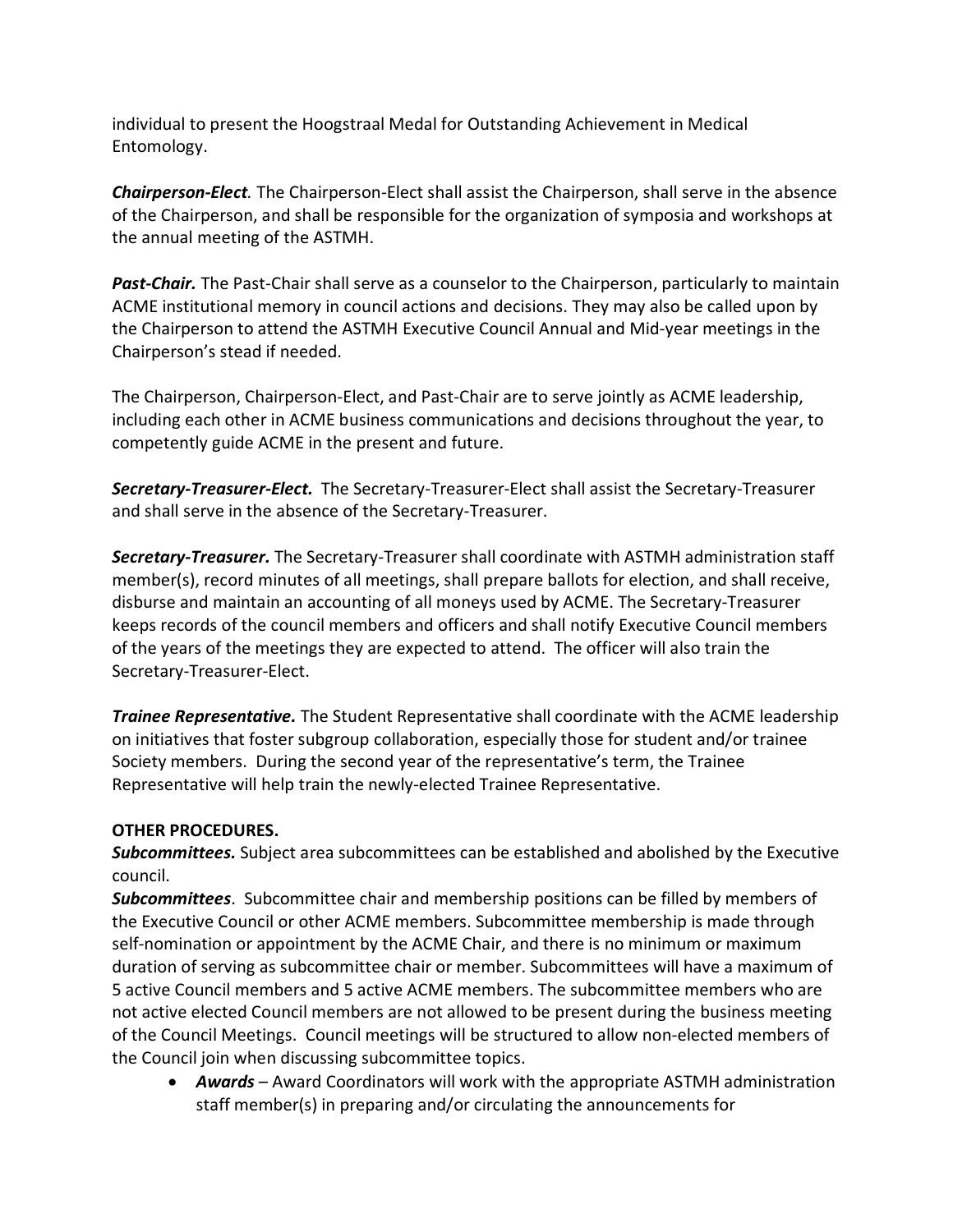individual to present the Hoogstraal Medal for Outstanding Achievement in Medical Entomology.

***Chairperson-Elect*.** The Chairperson-Elect shall assist the Chairperson, shall serve in the absence of the Chairperson, and shall be responsible for the organization of symposia and workshops at the annual meeting of the ASTMH.

***Past-Chair.*** The Past-Chair shall serve as a counselor to the Chairperson, particularly to maintain ACME institutional memory in council actions and decisions. They may also be called upon by the Chairperson to attend the ASTMH Executive Council Annual and Mid-year meetings in the Chairperson's stead if needed.

The Chairperson, Chairperson-Elect, and Past-Chair are to serve jointly as ACME leadership, including each other in ACME business communications and decisions throughout the year, to competently guide ACME in the present and future.

***Secretary-Treasurer-Elect.*** The Secretary-Treasurer-Elect shall assist the Secretary-Treasurer and shall serve in the absence of the Secretary-Treasurer.

***Secretary-Treasurer.*** The Secretary-Treasurer shall coordinate with ASTMH administration staff member(s), record minutes of all meetings, shall prepare ballots for election, and shall receive, disburse and maintain an accounting of all moneys used by ACME. The Secretary-Treasurer keeps records of the council members and officers and shall notify Executive Council members of the years of the meetings they are expected to attend. The officer will also train the Secretary-Treasurer-Elect.

***Trainee Representative.*** The Student Representative shall coordinate with the ACME leadership on initiatives that foster subgroup collaboration, especially those for student and/or trainee Society members. During the second year of the representative's term, the Trainee Representative will help train the newly-elected Trainee Representative.

**OTHER PROCEDURES.**

***Subcommittees.*** Subject area subcommittees can be established and abolished by the Executive council.

***Subcommittees***. Subcommittee chair and membership positions can be filled by members of the Executive Council or other ACME members. Subcommittee membership is made through self-nomination or appointment by the ACME Chair, and there is no minimum or maximum duration of serving as subcommittee chair or member. Subcommittees will have a maximum of 5 active Council members and 5 active ACME members. The subcommittee members who are not active elected Council members are not allowed to be present during the business meeting of the Council Meetings. Council meetings will be structured to allow non-elected members of the Council join when discussing subcommittee topics.

- ***Awards*** – Award Coordinators will work with the appropriate ASTMH administration staff member(s) in preparing and/or circulating the announcements for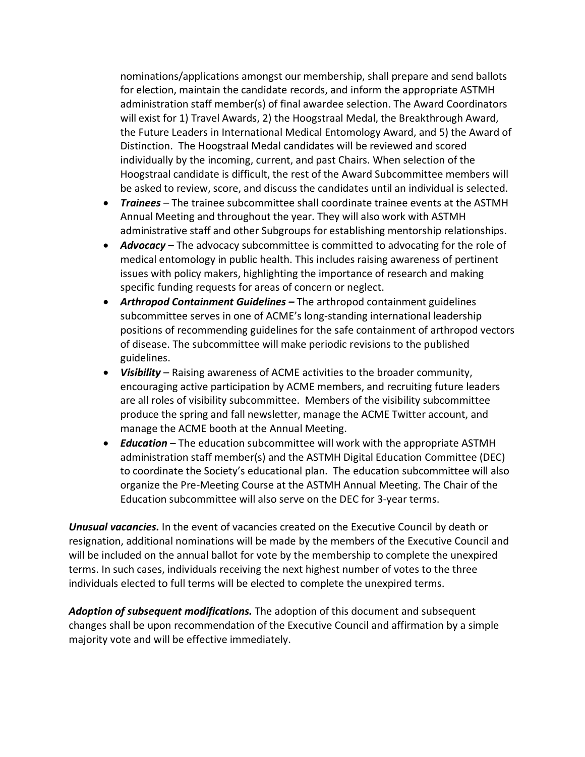nominations/applications amongst our membership, shall prepare and send ballots for election, maintain the candidate records, and inform the appropriate ASTMH administration staff member(s) of final awardee selection. The Award Coordinators will exist for 1) Travel Awards, 2) the Hoogstraal Medal, the Breakthrough Award, the Future Leaders in International Medical Entomology Award, and 5) the Award of Distinction. The Hoogstraal Medal candidates will be reviewed and scored individually by the incoming, current, and past Chairs. When selection of the Hoogstraal candidate is difficult, the rest of the Award Subcommittee members will be asked to review, score, and discuss the candidates until an individual is selected.

- ***Trainees*** – The trainee subcommittee shall coordinate trainee events at the ASTMH Annual Meeting and throughout the year. They will also work with ASTMH administrative staff and other Subgroups for establishing mentorship relationships.
- ***Advocacy*** – The advocacy subcommittee is committed to advocating for the role of medical entomology in public health. This includes raising awareness of pertinent issues with policy makers, highlighting the importance of research and making specific funding requests for areas of concern or neglect.
- ***Arthropod Containment Guidelines –*** The arthropod containment guidelines subcommittee serves in one of ACME's long-standing international leadership positions of recommending guidelines for the safe containment of arthropod vectors of disease. The subcommittee will make periodic revisions to the published guidelines.
- ***Visibility*** – Raising awareness of ACME activities to the broader community, encouraging active participation by ACME members, and recruiting future leaders are all roles of visibility subcommittee. Members of the visibility subcommittee produce the spring and fall newsletter, manage the ACME Twitter account, and manage the ACME booth at the Annual Meeting.
- ***Education*** – The education subcommittee will work with the appropriate ASTMH administration staff member(s) and the ASTMH Digital Education Committee (DEC) to coordinate the Society's educational plan. The education subcommittee will also organize the Pre-Meeting Course at the ASTMH Annual Meeting. The Chair of the Education subcommittee will also serve on the DEC for 3-year terms.

***Unusual vacancies.*** In the event of vacancies created on the Executive Council by death or resignation, additional nominations will be made by the members of the Executive Council and will be included on the annual ballot for vote by the membership to complete the unexpired terms. In such cases, individuals receiving the next highest number of votes to the three individuals elected to full terms will be elected to complete the unexpired terms.

***Adoption of subsequent modifications.*** The adoption of this document and subsequent changes shall be upon recommendation of the Executive Council and affirmation by a simple majority vote and will be effective immediately.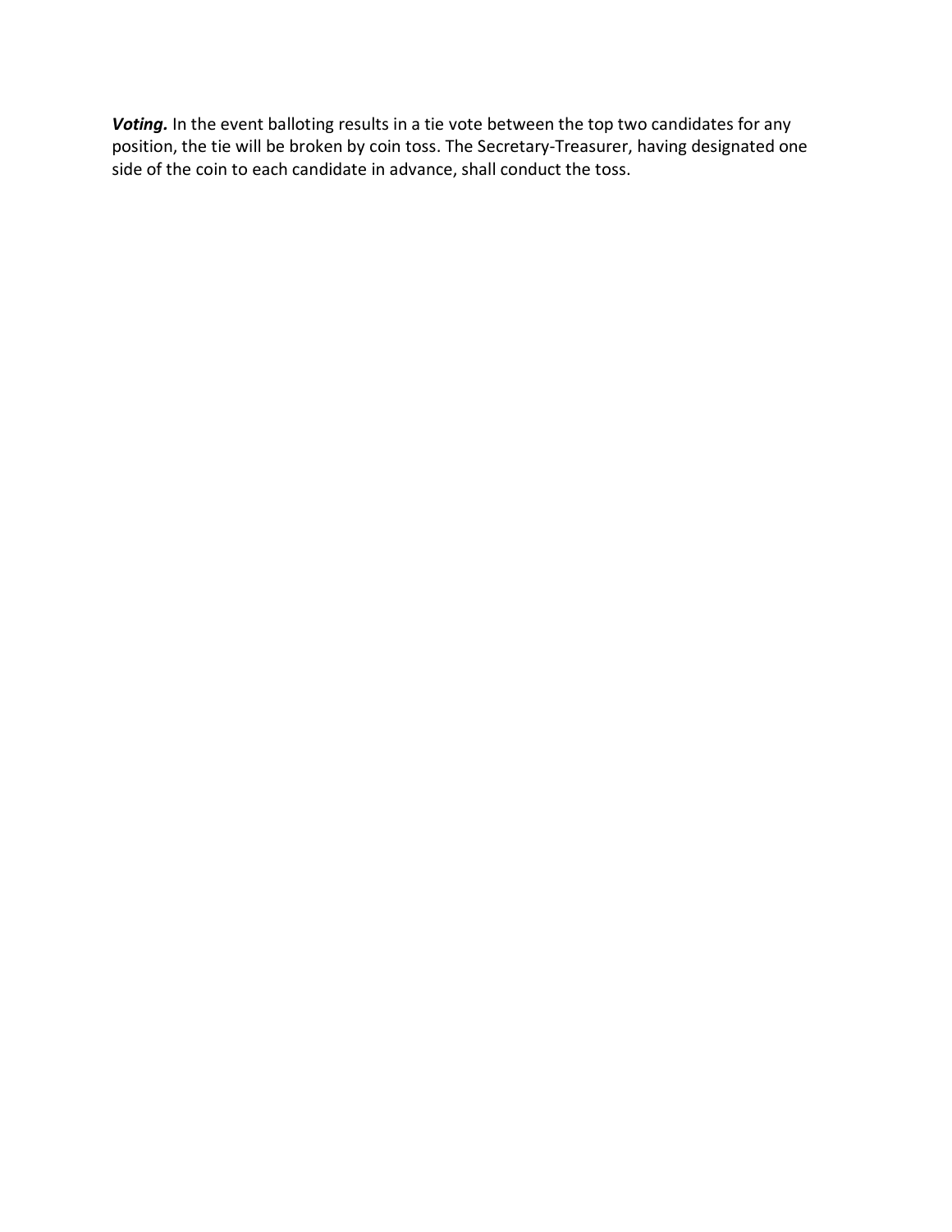***Voting.*** In the event balloting results in a tie vote between the top two candidates for any position, the tie will be broken by coin toss. The Secretary-Treasurer, having designated one side of the coin to each candidate in advance, shall conduct the toss.